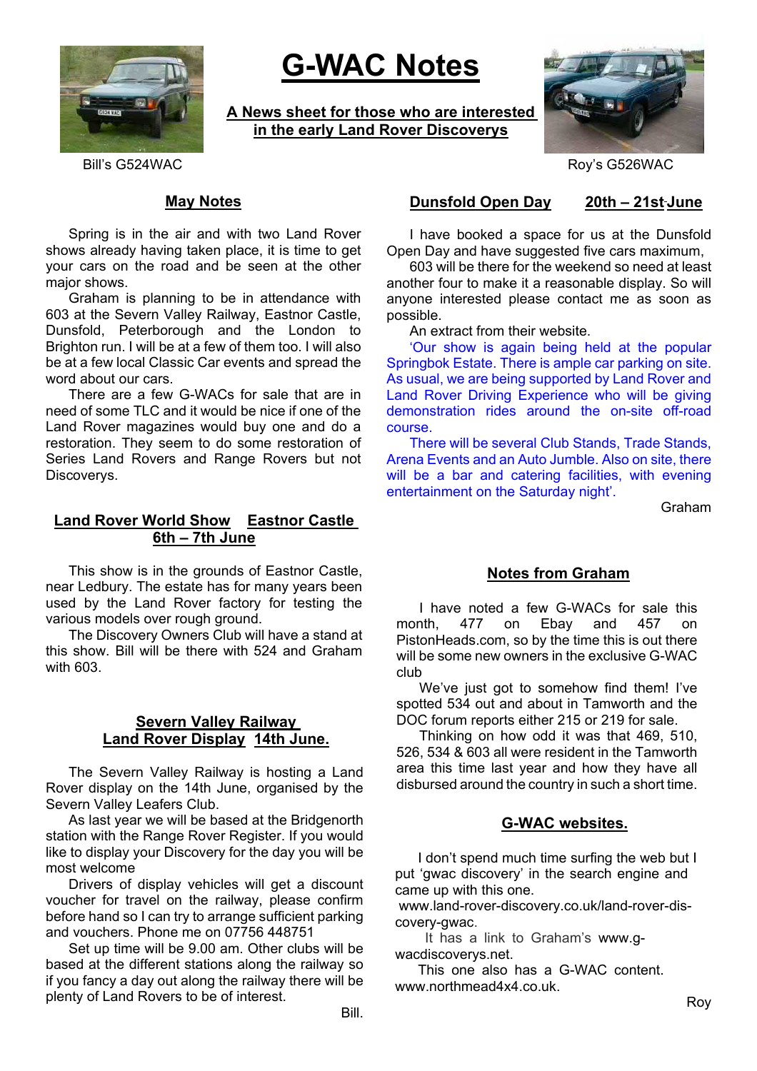# G-WAC Notes

**A News sheet for those who are interested in the early Land Rover Discoverys**

Bill's G524WAC

Roy's G526WAC

## May Notes

Spring is in the air and with two Land Rover shows already having taken place, it is time to get your cars on the road and be seen at the other major shows.

Graham is planning to be in attendance with 603 at the Severn Valley Railway, Eastnor Castle, Dunsfold, Peterborough and the London to Brighton run. I will be at a few of them too. I will also be at a few local Classic Car events and spread the word about our cars.

There are a few G-WACs for sale that are in need of some TLC and it would be nice if one of the Land Rover magazines would buy one and do a restoration. They seem to do some restoration of Series Land Rovers and Range Rovers but not Discoverys.

## Land Rover World Show Eastnor Castle 6th – 7th June

This show is in the grounds of Eastnor Castle, near Ledbury. The estate has for many years been used by the Land Rover factory for testing the various models over rough ground.

The Discovery Owners Club will have a stand at this show. Bill will be there with 524 and Graham with 603.

## Severn Valley Railway Land Rover Display 14th June.

The Severn Valley Railway is hosting a Land Rover display on the 14th June, organised by the Severn Valley Leafers Club.

As last year we will be based at the Bridgenorth station with the Range Rover Register. If you would like to display your Discovery for the day you will be most welcome

Drivers of display vehicles will get a discount voucher for travel on the railway, please confirm before hand so I can try to arrange sufficient parking and vouchers. Phone me on 07756 448751

Set up time will be 9.00 am. Other clubs will be based at the different stations along the railway so if you fancy a day out along the railway there will be plenty of Land Rovers to be of interest.

Bill.

## Dunsfold Open Day 20th – 21st June

I have booked a space for us at the Dunsfold Open Day and have suggested five cars maximum,

603 will be there for the weekend so need at least another four to make it a reasonable display. So will anyone interested please contact me as soon as possible.

An extract from their website.

'Our show is again being held at the popular Springbok Estate. There is ample car parking on site. As usual, we are being supported by Land Rover and Land Rover Driving Experience who will be giving demonstration rides around the on-site off-road course.

There will be several Club Stands, Trade Stands, Arena Events and an Auto Jumble. Also on site, there will be a bar and catering facilities, with evening entertainment on the Saturday night'.

Graham

## Notes from Graham

I have noted a few G-WACs for sale this month, 477 on Ebay and 457 on PistonHeads.com, so by the time this is out there will be some new owners in the exclusive G-WAC club

We've just got to somehow find them! I've spotted 534 out and about in Tamworth and the DOC forum reports either 215 or 219 for sale.

Thinking on how odd it was that 469, 510, 526, 534 & 603 all were resident in the Tamworth area this time last year and how they have all disbursed around the country in such a short time.

## G-WAC websites.

I don't spend much time surfing the web but I put 'gwac discovery' in the search engine and came up with this one.

www.land-rover-discovery.co.uk/land-rover-discovery-gwac.

It has a link to Graham's www.g-wacdiscoverys.net.

This one also has a G-WAC content. www.northmead4x4.co.uk.

Roy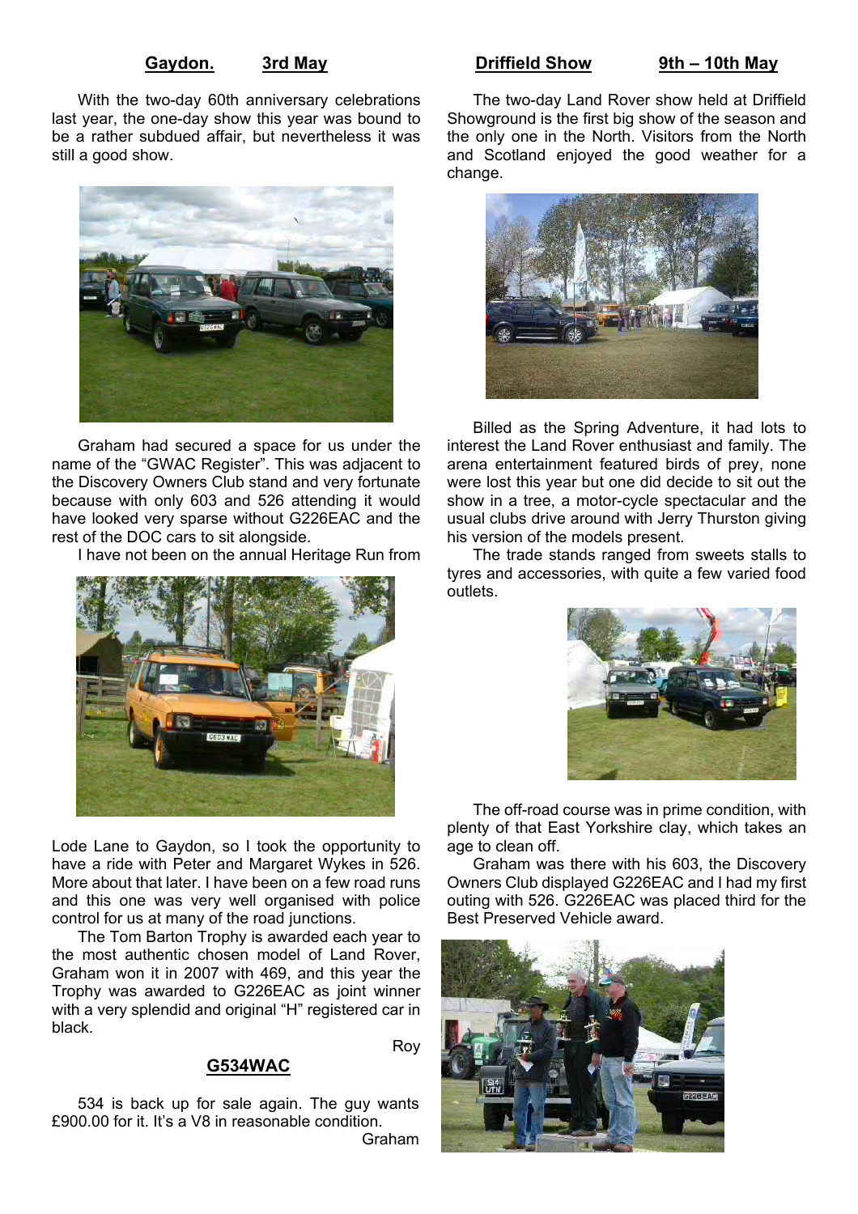## Gaydon. 3rd May

With the two-day 60th anniversary celebrations last year, the one-day show this year was bound to be a rather subdued affair, but nevertheless it was still a good show.

Graham had secured a space for us under the name of the "GWAC Register". This was adjacent to the Discovery Owners Club stand and very fortunate because with only 603 and 526 attending it would have looked very sparse without G226EAC and the rest of the DOC cars to sit alongside.

I have not been on the annual Heritage Run from Lode Lane to Gaydon, so I took the opportunity to have a ride with Peter and Margaret Wykes in 526. More about that later. I have been on a few road runs and this one was very well organised with police control for us at many of the road junctions.

The Tom Barton Trophy is awarded each year to the most authentic chosen model of Land Rover, Graham won it in 2007 with 469, and this year the Trophy was awarded to G226EAC as joint winner with a very splendid and original "H" registered car in black.

Roy

## G534WAC

534 is back up for sale again. The guy wants £900.00 for it. It's a V8 in reasonable condition.

Graham

## Driffield Show 9th – 10th May

The two-day Land Rover show held at Driffield Showground is the first big show of the season and the only one in the North. Visitors from the North and Scotland enjoyed the good weather for a change.

Billed as the Spring Adventure, it had lots to interest the Land Rover enthusiast and family. The arena entertainment featured birds of prey, none were lost this year but one did decide to sit out the show in a tree, a motor-cycle spectacular and the usual clubs drive around with Jerry Thurston giving his version of the models present.

The trade stands ranged from sweets stalls to tyres and accessories, with quite a few varied food outlets.

The off-road course was in prime condition, with plenty of that East Yorkshire clay, which takes an age to clean off.

Graham was there with his 603, the Discovery Owners Club displayed G226EAC and I had my first outing with 526. G226EAC was placed third for the Best Preserved Vehicle award.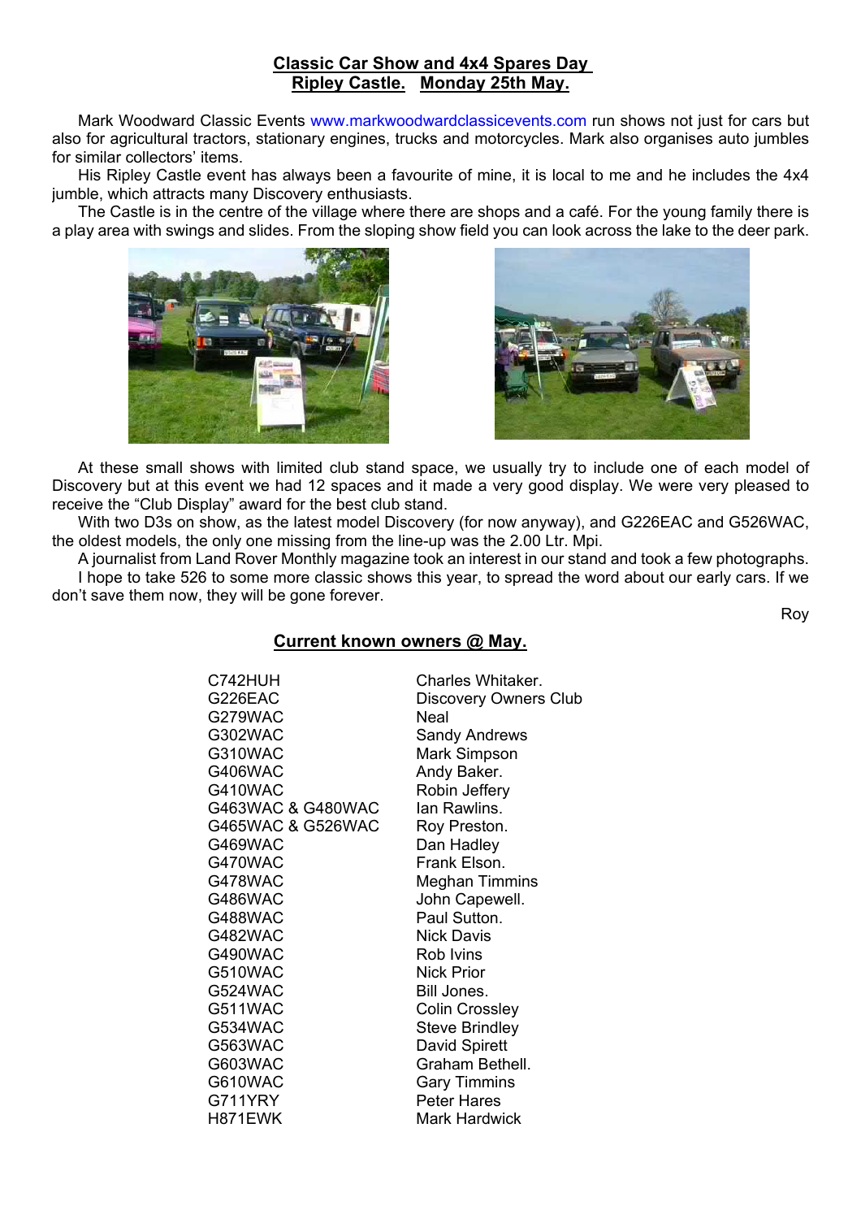## Classic Car Show and 4x4 Spares Day
## Ripley Castle. Monday 25th May.

Mark Woodward Classic Events www.markwoodwardclassicevents.com run shows not just for cars but also for agricultural tractors, stationary engines, trucks and motorcycles. Mark also organises auto jumbles for similar collectors' items.

His Ripley Castle event has always been a favourite of mine, it is local to me and he includes the 4x4 jumble, which attracts many Discovery enthusiasts.

The Castle is in the centre of the village where there are shops and a café. For the young family there is a play area with swings and slides. From the sloping show field you can look across the lake to the deer park.

At these small shows with limited club stand space, we usually try to include one of each model of Discovery but at this event we had 12 spaces and it made a very good display. We were very pleased to receive the "Club Display" award for the best club stand.

With two D3s on show, as the latest model Discovery (for now anyway), and G226EAC and G526WAC, the oldest models, the only one missing from the line-up was the 2.00 Ltr. Mpi.

A journalist from Land Rover Monthly magazine took an interest in our stand and took a few photographs.

I hope to take 526 to some more classic shows this year, to spread the word about our early cars. If we don't save them now, they will be gone forever.

Roy

## Current known owners @ May.

| | |
|---|---|
| C742HUH | Charles Whitaker. |
| G226EAC | Discovery Owners Club |
| G279WAC | Neal |
| G302WAC | Sandy Andrews |
| G310WAC | Mark Simpson |
| G406WAC | Andy Baker. |
| G410WAC | Robin Jeffery |
| G463WAC & G480WAC | Ian Rawlins. |
| G465WAC & G526WAC | Roy Preston. |
| G469WAC | Dan Hadley |
| G470WAC | Frank Elson. |
| G478WAC | Meghan Timmins |
| G486WAC | John Capewell. |
| G488WAC | Paul Sutton. |
| G482WAC | Nick Davis |
| G490WAC | Rob Ivins |
| G510WAC | Nick Prior |
| G524WAC | Bill Jones. |
| G511WAC | Colin Crossley |
| G534WAC | Steve Brindley |
| G563WAC | David Spirett |
| G603WAC | Graham Bethell. |
| G610WAC | Gary Timmins |
| G711YRY | Peter Hares |
| H871EWK | Mark Hardwick |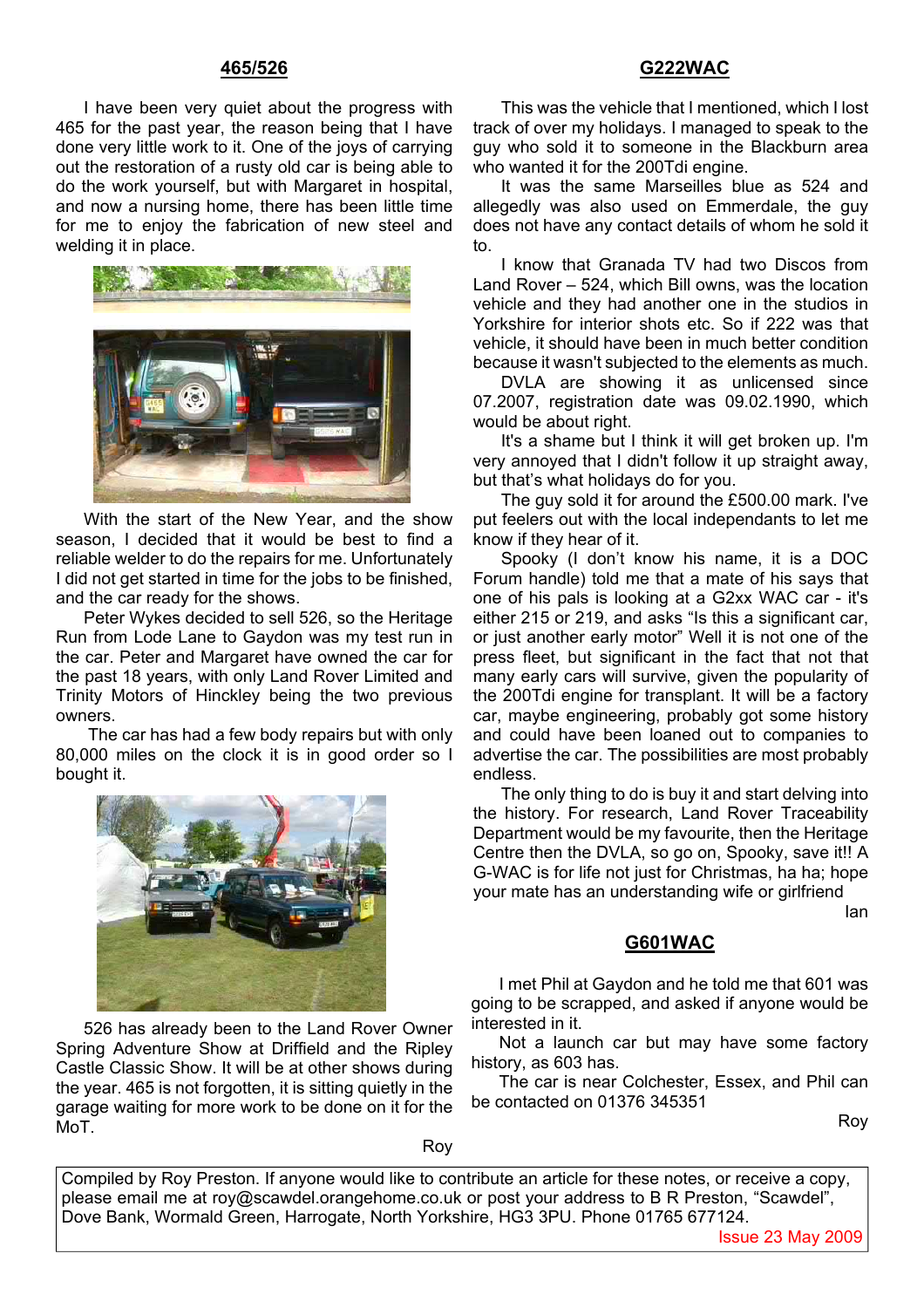## 465/526

I have been very quiet about the progress with 465 for the past year, the reason being that I have done very little work to it. One of the joys of carrying out the restoration of a rusty old car is being able to do the work yourself, but with Margaret in hospital, and now a nursing home, there has been little time for me to enjoy the fabrication of new steel and welding it in place.

With the start of the New Year, and the show season, I decided that it would be best to find a reliable welder to do the repairs for me. Unfortunately I did not get started in time for the jobs to be finished, and the car ready for the shows.

Peter Wykes decided to sell 526, so the Heritage Run from Lode Lane to Gaydon was my test run in the car. Peter and Margaret have owned the car for the past 18 years, with only Land Rover Limited and Trinity Motors of Hinckley being the two previous owners.

The car has had a few body repairs but with only 80,000 miles on the clock it is in good order so I bought it.

526 has already been to the Land Rover Owner Spring Adventure Show at Driffield and the Ripley Castle Classic Show. It will be at other shows during the year. 465 is not forgotten, it is sitting quietly in the garage waiting for more work to be done on it for the MoT.

Roy

## G222WAC

This was the vehicle that I mentioned, which I lost track of over my holidays. I managed to speak to the guy who sold it to someone in the Blackburn area who wanted it for the 200Tdi engine.

It was the same Marseilles blue as 524 and allegedly was also used on Emmerdale, the guy does not have any contact details of whom he sold it to.

I know that Granada TV had two Discos from Land Rover – 524, which Bill owns, was the location vehicle and they had another one in the studios in Yorkshire for interior shots etc. So if 222 was that vehicle, it should have been in much better condition because it wasn't subjected to the elements as much.

DVLA are showing it as unlicensed since 07.2007, registration date was 09.02.1990, which would be about right.

It's a shame but I think it will get broken up. I'm very annoyed that I didn't follow it up straight away, but that's what holidays do for you.

The guy sold it for around the £500.00 mark. I've put feelers out with the local independants to let me know if they hear of it.

Spooky (I don't know his name, it is a DOC Forum handle) told me that a mate of his says that one of his pals is looking at a G2xx WAC car - it's either 215 or 219, and asks "Is this a significant car, or just another early motor" Well it is not one of the press fleet, but significant in the fact that not that many early cars will survive, given the popularity of the 200Tdi engine for transplant. It will be a factory car, maybe engineering, probably got some history and could have been loaned out to companies to advertise the car. The possibilities are most probably endless.

The only thing to do is buy it and start delving into the history. For research, Land Rover Traceability Department would be my favourite, then the Heritage Centre then the DVLA, so go on, Spooky, save it!! A G-WAC is for life not just for Christmas, ha ha; hope your mate has an understanding wife or girlfriend

Ian

## G601WAC

I met Phil at Gaydon and he told me that 601 was going to be scrapped, and asked if anyone would be interested in it.

Not a launch car but may have some factory history, as 603 has.

The car is near Colchester, Essex, and Phil can be contacted on 01376 345351

Roy

Compiled by Roy Preston. If anyone would like to contribute an article for these notes, or receive a copy, please email me at roy@scawdel.orangehome.co.uk or post your address to B R Preston, "Scawdel", Dove Bank, Wormald Green, Harrogate, North Yorkshire, HG3 3PU. Phone 01765 677124.

Issue 23 May 2009